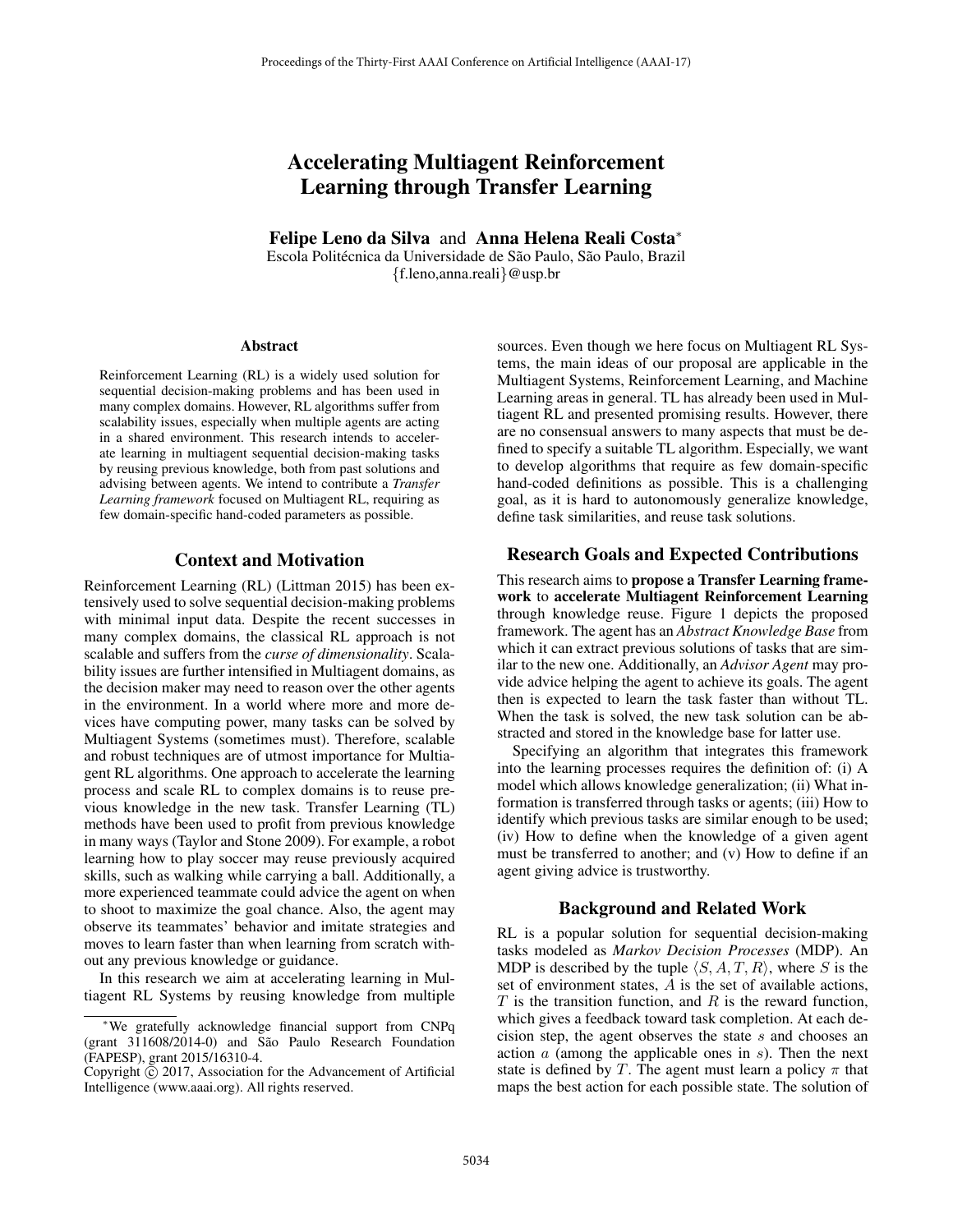# Accelerating Multiagent Reinforcement Learning through Transfer Learning

**Felipe Leno da Silva** and **Anna Helena Reali Costa***

Escola Politécnica da Universidade de São Paulo, São Paulo, Brazil
{f.leno,anna.reali}@usp.br

### Abstract

Reinforcement Learning (RL) is a widely used solution for sequential decision-making problems and has been used in many complex domains. However, RL algorithms suffer from scalability issues, especially when multiple agents are acting in a shared environment. This research intends to accelerate learning in multiagent sequential decision-making tasks by reusing previous knowledge, both from past solutions and advising between agents. We intend to contribute a *Transfer Learning framework* focused on Multiagent RL, requiring as few domain-specific hand-coded parameters as possible.

## Context and Motivation

Reinforcement Learning (RL) (Littman 2015) has been extensively used to solve sequential decision-making problems with minimal input data. Despite the recent successes in many complex domains, the classical RL approach is not scalable and suffers from the *curse of dimensionality*. Scalability issues are further intensified in Multiagent domains, as the decision maker may need to reason over the other agents in the environment. In a world where more and more devices have computing power, many tasks can be solved by Multiagent Systems (sometimes must). Therefore, scalable and robust techniques are of utmost importance for Multiagent RL algorithms. One approach to accelerate the learning process and scale RL to complex domains is to reuse previous knowledge in the new task. Transfer Learning (TL) methods have been used to profit from previous knowledge in many ways (Taylor and Stone 2009). For example, a robot learning how to play soccer may reuse previously acquired skills, such as walking while carrying a ball. Additionally, a more experienced teammate could advice the agent on when to shoot to maximize the goal chance. Also, the agent may observe its teammates' behavior and imitate strategies and moves to learn faster than when learning from scratch without any previous knowledge or guidance.

In this research we aim at accelerating learning in Multiagent RL Systems by reusing knowledge from multiple sources. Even though we here focus on Multiagent RL Systems, the main ideas of our proposal are applicable in the Multiagent Systems, Reinforcement Learning, and Machine Learning areas in general. TL has already been used in Multiagent RL and presented promising results. However, there are no consensual answers to many aspects that must be defined to specify a suitable TL algorithm. Especially, we want to develop algorithms that require as few domain-specific hand-coded definitions as possible. This is a challenging goal, as it is hard to autonomously generalize knowledge, define task similarities, and reuse task solutions.

## Research Goals and Expected Contributions

This research aims to **propose a Transfer Learning framework** to **accelerate Multiagent Reinforcement Learning** through knowledge reuse. Figure 1 depicts the proposed framework. The agent has an *Abstract Knowledge Base* from which it can extract previous solutions of tasks that are similar to the new one. Additionally, an *Advisor Agent* may provide advice helping the agent to achieve its goals. The agent then is expected to learn the task faster than without TL. When the task is solved, the new task solution can be abstracted and stored in the knowledge base for latter use.

Specifying an algorithm that integrates this framework into the learning processes requires the definition of: (i) A model which allows knowledge generalization; (ii) What information is transferred through tasks or agents; (iii) How to identify which previous tasks are similar enough to be used; (iv) How to define when the knowledge of a given agent must be transferred to another; and (v) How to define if an agent giving advice is trustworthy.

## Background and Related Work

RL is a popular solution for sequential decision-making tasks modeled as *Markov Decision Processes* (MDP). An MDP is described by the tuple $\langle S, A, T, R \rangle$, where $S$ is the set of environment states, $A$ is the set of available actions, $T$ is the transition function, and $R$ is the reward function, which gives a feedback toward task completion. At each decision step, the agent observes the state $s$ and chooses an action $a$ (among the applicable ones in $s$). Then the next state is defined by $T$. The agent must learn a policy $\pi$ that maps the best action for each possible state. The solution of

---

*We gratefully acknowledge financial support from CNPq (grant 311608/2014-0) and São Paulo Research Foundation (FAPESP), grant 2015/16310-4.

Copyright © 2017, Association for the Advancement of Artificial Intelligence (www.aaai.org). All rights reserved.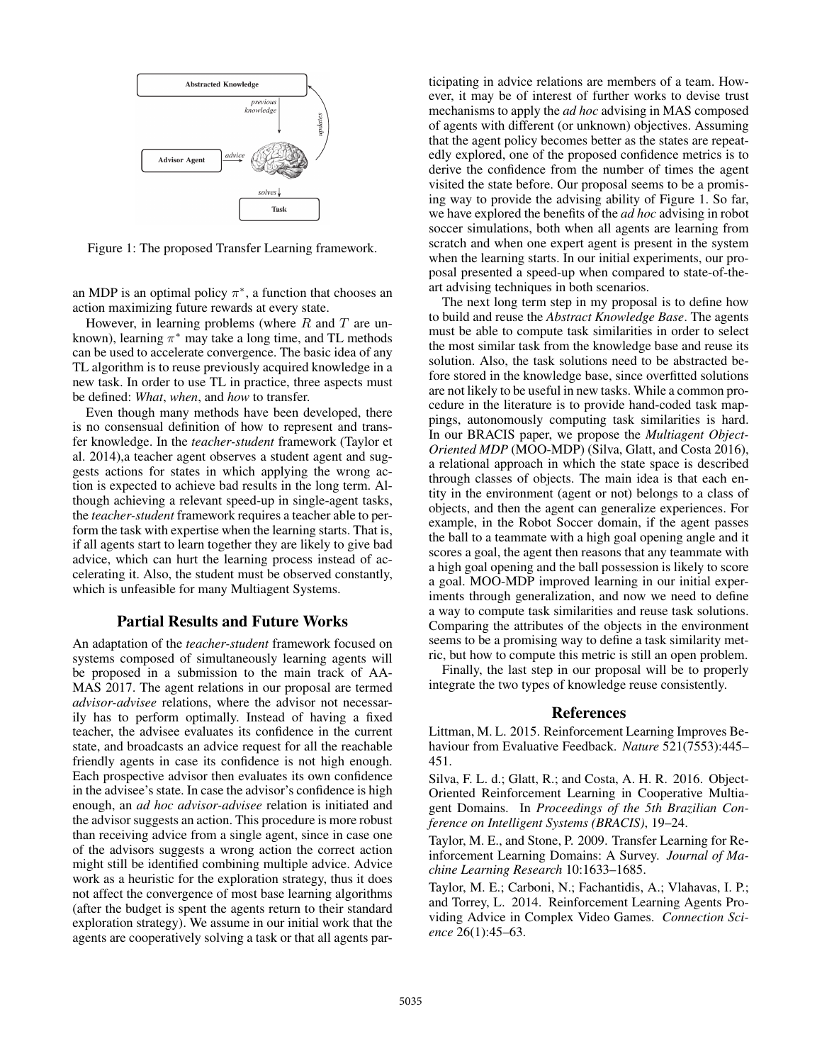Abstracted Knowledge

previous knowledge

updates

Advisor Agent

advice

solves

Task

Figure 1: The proposed Transfer Learning framework.

an MDP is an optimal policy $\pi^*$, a function that chooses an action maximizing future rewards at every state.

However, in learning problems (where $R$ and $T$ are unknown), learning $\pi^*$ may take a long time, and TL methods can be used to accelerate convergence. The basic idea of any TL algorithm is to reuse previously acquired knowledge in a new task. In order to use TL in practice, three aspects must be defined: *What*, *when*, and *how* to transfer.

Even though many methods have been developed, there is no consensual definition of how to represent and transfer knowledge. In the *teacher-student* framework (Taylor et al. 2014),a teacher agent observes a student agent and suggests actions for states in which applying the wrong action is expected to achieve bad results in the long term. Although achieving a relevant speed-up in single-agent tasks, the *teacher-student* framework requires a teacher able to perform the task with expertise when the learning starts. That is, if all agents start to learn together they are likely to give bad advice, which can hurt the learning process instead of accelerating it. Also, the student must be observed constantly, which is unfeasible for many Multiagent Systems.

## Partial Results and Future Works

An adaptation of the *teacher-student* framework focused on systems composed of simultaneously learning agents will be proposed in a submission to the main track of AAMAS 2017. The agent relations in our proposal are termed *advisor-advisee* relations, where the advisor not necessarily has to perform optimally. Instead of having a fixed teacher, the advisee evaluates its confidence in the current state, and broadcasts an advice request for all the reachable friendly agents in case its confidence is not high enough. Each prospective advisor then evaluates its own confidence in the advisee's state. In case the advisor's confidence is high enough, an *ad hoc advisor-advisee* relation is initiated and the advisor suggests an action. This procedure is more robust than receiving advice from a single agent, since in case one of the advisors suggests a wrong action the correct action might still be identified combining multiple advice. Advice work as a heuristic for the exploration strategy, thus it does not affect the convergence of most base learning algorithms (after the budget is spent the agents return to their standard exploration strategy). We assume in our initial work that the agents are cooperatively solving a task or that all agents participating in advice relations are members of a team. However, it may be of interest of further works to devise trust mechanisms to apply the *ad hoc* advising in MAS composed of agents with different (or unknown) objectives. Assuming that the agent policy becomes better as the states are repeatedly explored, one of the proposed confidence metrics is to derive the confidence from the number of times the agent visited the state before. Our proposal seems to be a promising way to provide the advising ability of Figure 1. So far, we have explored the benefits of the *ad hoc* advising in robot soccer simulations, both when all agents are learning from scratch and when one expert agent is present in the system when the learning starts. In our initial experiments, our proposal presented a speed-up when compared to state-of-the-art advising techniques in both scenarios.

The next long term step in my proposal is to define how to build and reuse the *Abstract Knowledge Base*. The agents must be able to compute task similarities in order to select the most similar task from the knowledge base and reuse its solution. Also, the task solutions need to be abstracted before stored in the knowledge base, since overfitted solutions are not likely to be useful in new tasks. While a common procedure in the literature is to provide hand-coded task mappings, autonomously computing task similarities is hard. In our BRACIS paper, we propose the *Multiagent Object-Oriented MDP* (MOO-MDP) (Silva, Glatt, and Costa 2016), a relational approach in which the state space is described through classes of objects. The main idea is that each entity in the environment (agent or not) belongs to a class of objects, and then the agent can generalize experiences. For example, in the Robot Soccer domain, if the agent passes the ball to a teammate with a high goal opening angle and it scores a goal, the agent then reasons that any teammate with a high goal opening and the ball possession is likely to score a goal. MOO-MDP improved learning in our initial experiments through generalization, and now we need to define a way to compute task similarities and reuse task solutions. Comparing the attributes of the objects in the environment seems to be a promising way to define a task similarity metric, but how to compute this metric is still an open problem.

Finally, the last step in our proposal will be to properly integrate the two types of knowledge reuse consistently.

## References

Littman, M. L. 2015. Reinforcement Learning Improves Behaviour from Evaluative Feedback. *Nature* 521(7553):445–451.

Silva, F. L. d.; Glatt, R.; and Costa, A. H. R. 2016. Object-Oriented Reinforcement Learning in Cooperative Multiagent Domains. In *Proceedings of the 5th Brazilian Conference on Intelligent Systems (BRACIS)*, 19–24.

Taylor, M. E., and Stone, P. 2009. Transfer Learning for Reinforcement Learning Domains: A Survey. *Journal of Machine Learning Research* 10:1633–1685.

Taylor, M. E.; Carboni, N.; Fachantidis, A.; Vlahavas, I. P.; and Torrey, L. 2014. Reinforcement Learning Agents Providing Advice in Complex Video Games. *Connection Science* 26(1):45–63.